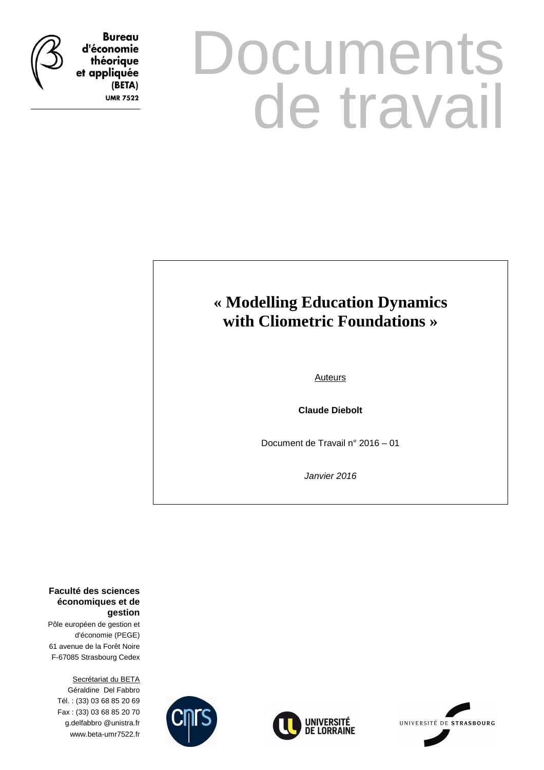Bureau d'économie théorique et appliquée (BETA)
UMR 7522

# Documents de travail

## « Modelling Education Dynamics with Cliometric Foundations »

Auteurs

**Claude Diebolt**

Document de Travail n° 2016 – 01

*Janvier 2016*

**Faculté des sciences économiques et de gestion**

Pôle européen de gestion et d'économie (PEGE)
61 avenue de la Forêt Noire
F-67085 Strasbourg Cedex

Secrétariat du BETA
Géraldine Del Fabbro
Tél. : (33) 03 68 85 20 69
Fax : (33) 03 68 85 20 70
g.delfabbro @unistra.fr
www.beta-umr7522.fr

CNRS

UNIVERSITÉ DE LORRAINE

UNIVERSITÉ DE STRASBOURG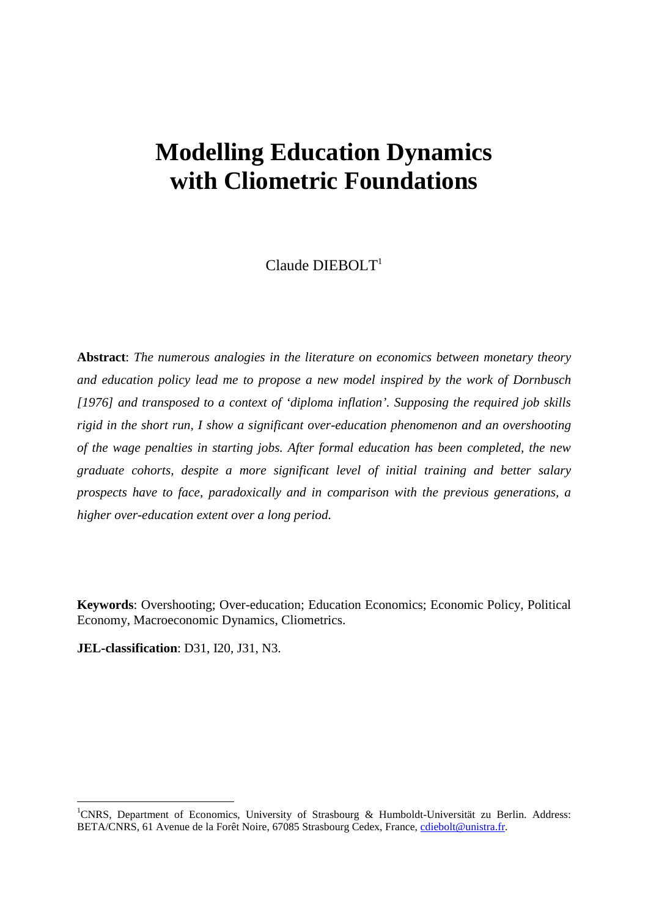# Modelling Education Dynamics with Cliometric Foundations

Claude DIEBOLT[1]

**Abstract**: *The numerous analogies in the literature on economics between monetary theory and education policy lead me to propose a new model inspired by the work of Dornbusch [1976] and transposed to a context of 'diploma inflation'. Supposing the required job skills rigid in the short run, I show a significant over-education phenomenon and an overshooting of the wage penalties in starting jobs. After formal education has been completed, the new graduate cohorts, despite a more significant level of initial training and better salary prospects have to face, paradoxically and in comparison with the previous generations, a higher over-education extent over a long period.*

**Keywords**: Overshooting; Over-education; Education Economics; Economic Policy, Political Economy, Macroeconomic Dynamics, Cliometrics.

**JEL-classification**: D31, I20, J31, N3.

---

[1] CNRS, Department of Economics, University of Strasbourg & Humboldt-Universität zu Berlin. Address: BETA/CNRS, 61 Avenue de la Forêt Noire, 67085 Strasbourg Cedex, France, cdiebolt@unistra.fr.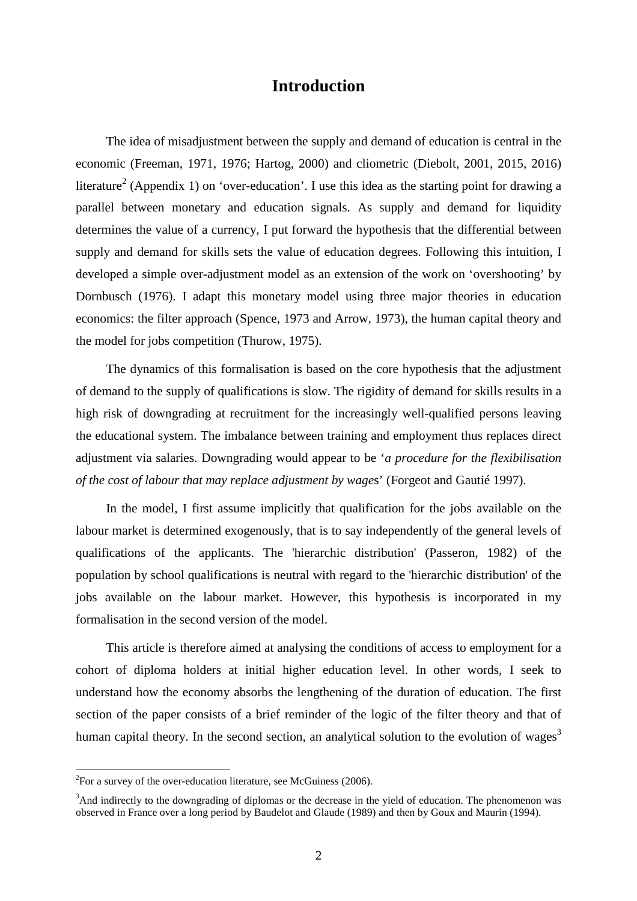# Introduction

The idea of misadjustment between the supply and demand of education is central in the economic (Freeman, 1971, 1976; Hartog, 2000) and cliometric (Diebolt, 2001, 2015, 2016) literature[2] (Appendix 1) on 'over-education'. I use this idea as the starting point for drawing a parallel between monetary and education signals. As supply and demand for liquidity determines the value of a currency, I put forward the hypothesis that the differential between supply and demand for skills sets the value of education degrees. Following this intuition, I developed a simple over-adjustment model as an extension of the work on 'overshooting' by Dornbusch (1976). I adapt this monetary model using three major theories in education economics: the filter approach (Spence, 1973 and Arrow, 1973), the human capital theory and the model for jobs competition (Thurow, 1975).

The dynamics of this formalisation is based on the core hypothesis that the adjustment of demand to the supply of qualifications is slow. The rigidity of demand for skills results in a high risk of downgrading at recruitment for the increasingly well-qualified persons leaving the educational system. The imbalance between training and employment thus replaces direct adjustment via salaries. Downgrading would appear to be '*a procedure for the flexibilisation of the cost of labour that may replace adjustment by wage*s' (Forgeot and Gautié 1997).

In the model, I first assume implicitly that qualification for the jobs available on the labour market is determined exogenously, that is to say independently of the general levels of qualifications of the applicants. The 'hierarchic distribution' (Passeron, 1982) of the population by school qualifications is neutral with regard to the 'hierarchic distribution' of the jobs available on the labour market. However, this hypothesis is incorporated in my formalisation in the second version of the model.

This article is therefore aimed at analysing the conditions of access to employment for a cohort of diploma holders at initial higher education level. In other words, I seek to understand how the economy absorbs the lengthening of the duration of education. The first section of the paper consists of a brief reminder of the logic of the filter theory and that of human capital theory. In the second section, an analytical solution to the evolution of wages[3]

[2] For a survey of the over-education literature, see McGuiness (2006).

[3] And indirectly to the downgrading of diplomas or the decrease in the yield of education. The phenomenon was observed in France over a long period by Baudelot and Glaude (1989) and then by Goux and Maurin (1994).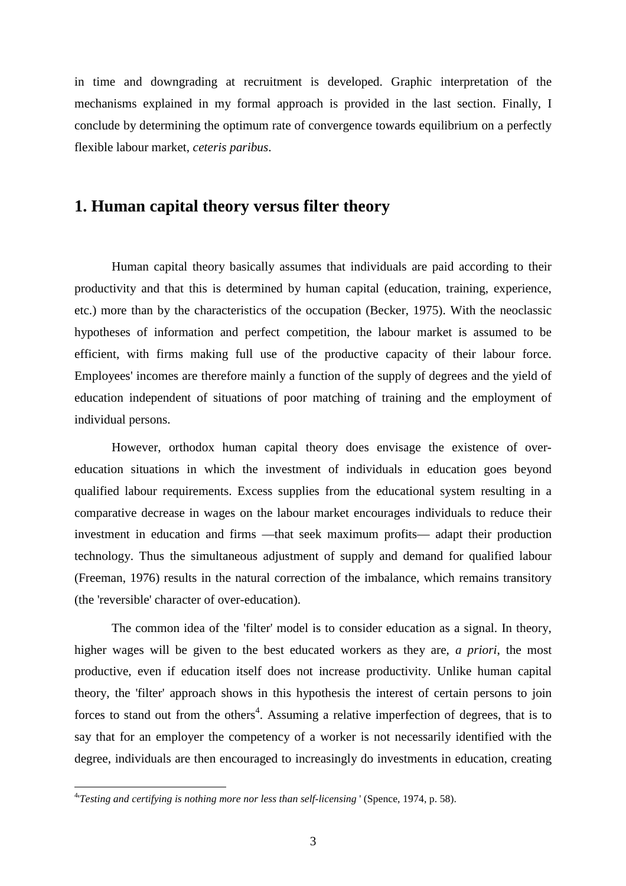in time and downgrading at recruitment is developed. Graphic interpretation of the mechanisms explained in my formal approach is provided in the last section. Finally, I conclude by determining the optimum rate of convergence towards equilibrium on a perfectly flexible labour market, *ceteris paribus*.

## 1. Human capital theory versus filter theory

Human capital theory basically assumes that individuals are paid according to their productivity and that this is determined by human capital (education, training, experience, etc.) more than by the characteristics of the occupation (Becker, 1975). With the neoclassic hypotheses of information and perfect competition, the labour market is assumed to be efficient, with firms making full use of the productive capacity of their labour force. Employees' incomes are therefore mainly a function of the supply of degrees and the yield of education independent of situations of poor matching of training and the employment of individual persons.

However, orthodox human capital theory does envisage the existence of over-education situations in which the investment of individuals in education goes beyond qualified labour requirements. Excess supplies from the educational system resulting in a comparative decrease in wages on the labour market encourages individuals to reduce their investment in education and firms —that seek maximum profits— adapt their production technology. Thus the simultaneous adjustment of supply and demand for qualified labour (Freeman, 1976) results in the natural correction of the imbalance, which remains transitory (the 'reversible' character of over-education).

The common idea of the 'filter' model is to consider education as a signal. In theory, higher wages will be given to the best educated workers as they are, *a priori*, the most productive, even if education itself does not increase productivity. Unlike human capital theory, the 'filter' approach shows in this hypothesis the interest of certain persons to join forces to stand out from the others[4]. Assuming a relative imperfection of degrees, that is to say that for an employer the competency of a worker is not necessarily identified with the degree, individuals are then encouraged to increasingly do investments in education, creating

[4] '*Testing and certifying is nothing more nor less than self-licensing* ' (Spence, 1974, p. 58).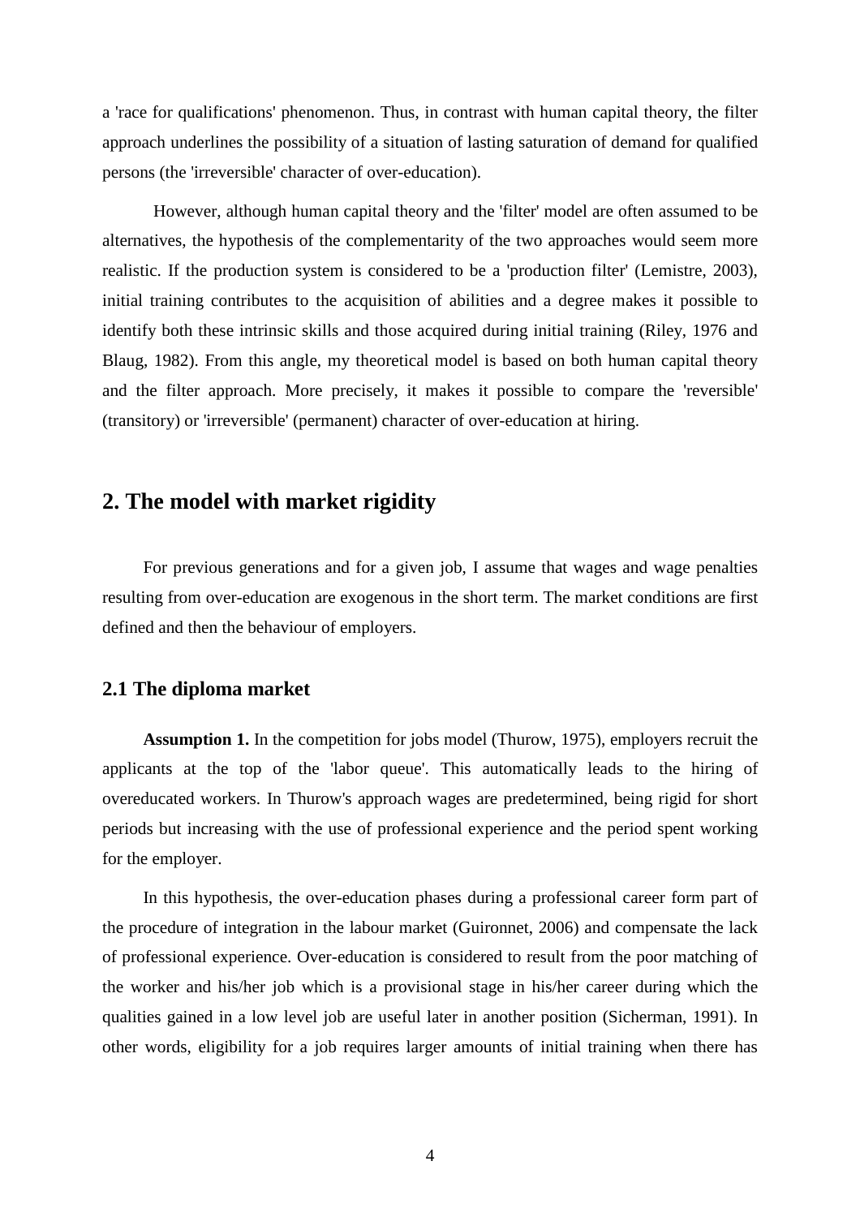a 'race for qualifications' phenomenon. Thus, in contrast with human capital theory, the filter approach underlines the possibility of a situation of lasting saturation of demand for qualified persons (the 'irreversible' character of over-education).

However, although human capital theory and the 'filter' model are often assumed to be alternatives, the hypothesis of the complementarity of the two approaches would seem more realistic. If the production system is considered to be a 'production filter' (Lemistre, 2003), initial training contributes to the acquisition of abilities and a degree makes it possible to identify both these intrinsic skills and those acquired during initial training (Riley, 1976 and Blaug, 1982). From this angle, my theoretical model is based on both human capital theory and the filter approach. More precisely, it makes it possible to compare the 'reversible' (transitory) or 'irreversible' (permanent) character of over-education at hiring.

## 2. The model with market rigidity

For previous generations and for a given job, I assume that wages and wage penalties resulting from over-education are exogenous in the short term. The market conditions are first defined and then the behaviour of employers.

### 2.1 The diploma market

**Assumption 1.** In the competition for jobs model (Thurow, 1975), employers recruit the applicants at the top of the 'labor queue'. This automatically leads to the hiring of overeducated workers. In Thurow's approach wages are predetermined, being rigid for short periods but increasing with the use of professional experience and the period spent working for the employer.

In this hypothesis, the over-education phases during a professional career form part of the procedure of integration in the labour market (Guironnet, 2006) and compensate the lack of professional experience. Over-education is considered to result from the poor matching of the worker and his/her job which is a provisional stage in his/her career during which the qualities gained in a low level job are useful later in another position (Sicherman, 1991). In other words, eligibility for a job requires larger amounts of initial training when there has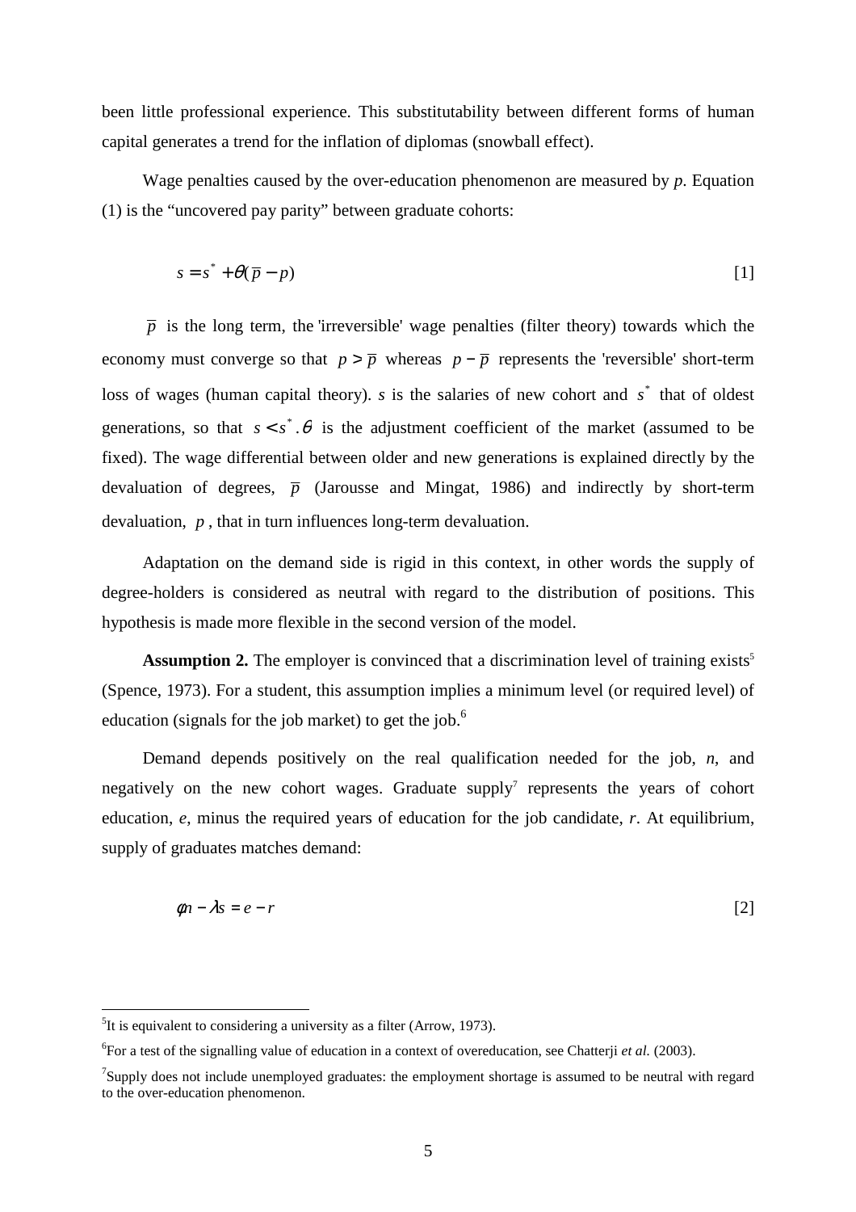been little professional experience. This substitutability between different forms of human capital generates a trend for the inflation of diplomas (snowball effect).

Wage penalties caused by the over-education phenomenon are measured by *p*. Equation (1) is the "uncovered pay parity" between graduate cohorts:

$$s = s^* + \theta(\overline{p} - p) \qquad [1]$$

$\overline{p}$ is the long term, the 'irreversible' wage penalties (filter theory) towards which the economy must converge so that $p > \overline{p}$ whereas $p - \overline{p}$ represents the 'reversible' short-term loss of wages (human capital theory). *s* is the salaries of new cohort and $s^*$ that of oldest generations, so that $s < s^*$. $\theta$ is the adjustment coefficient of the market (assumed to be fixed). The wage differential between older and new generations is explained directly by the devaluation of degrees, $\overline{p}$ (Jarousse and Mingat, 1986) and indirectly by short-term devaluation, $p$, that in turn influences long-term devaluation.

Adaptation on the demand side is rigid in this context, in other words the supply of degree-holders is considered as neutral with regard to the distribution of positions. This hypothesis is made more flexible in the second version of the model.

**Assumption 2.** The employer is convinced that a discrimination level of training exists[5] (Spence, 1973). For a student, this assumption implies a minimum level (or required level) of education (signals for the job market) to get the job.[6]

Demand depends positively on the real qualification needed for the job, *n*, and negatively on the new cohort wages. Graduate supply[7] represents the years of cohort education, *e*, minus the required years of education for the job candidate, *r*. At equilibrium, supply of graduates matches demand:

$$\phi n - \lambda s = e - r \qquad [2]$$

---

[5]It is equivalent to considering a university as a filter (Arrow, 1973).

[6]For a test of the signalling value of education in a context of overeducation, see Chatterji *et al.* (2003).

[7]Supply does not include unemployed graduates: the employment shortage is assumed to be neutral with regard to the over-education phenomenon.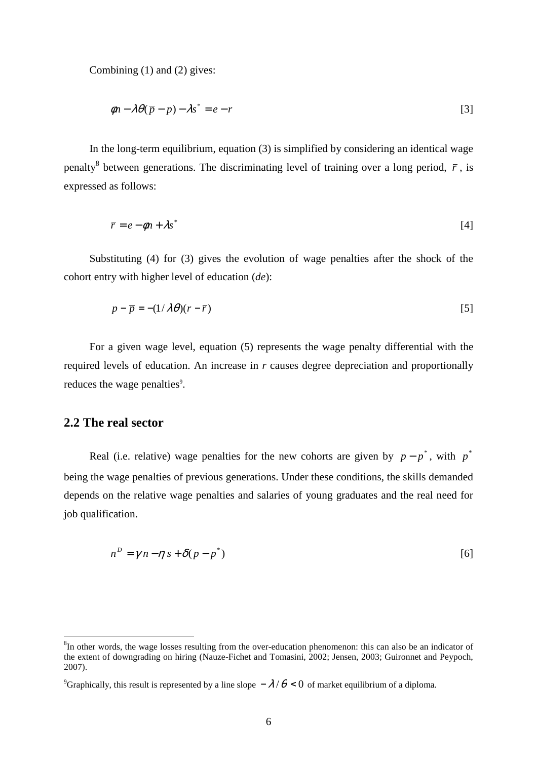Combining (1) and (2) gives:

$$\phi n - \lambda\theta(\overline{p} - p) - \lambda s^* = e - r \qquad [3]$$

In the long-term equilibrium, equation (3) is simplified by considering an identical wage penalty[8] between generations. The discriminating level of training over a long period, $\overline{r}$, is expressed as follows:

$$\overline{r} = e - \phi n + \lambda s^* \qquad [4]$$

Substituting (4) for (3) gives the evolution of wage penalties after the shock of the cohort entry with higher level of education (*de*):

$$p - \overline{p} = -(1/\lambda\theta)(r - \overline{r}) \qquad [5]$$

For a given wage level, equation (5) represents the wage penalty differential with the required levels of education. An increase in *r* causes degree depreciation and proportionally reduces the wage penalties[9].

## 2.2 The real sector

Real (i.e. relative) wage penalties for the new cohorts are given by $p - p^*$, with $p^*$ being the wage penalties of previous generations. Under these conditions, the skills demanded depends on the relative wage penalties and salaries of young graduates and the real need for job qualification.

$$n^D = \gamma n - \eta s + \delta(p - p^*) \qquad [6]$$

---

[8]In other words, the wage losses resulting from the over-education phenomenon: this can also be an indicator of the extent of downgrading on hiring (Nauze-Fichet and Tomasini, 2002; Jensen, 2003; Guironnet and Peypoch, 2007).

[9]Graphically, this result is represented by a line slope $-\lambda/\theta < 0$ of market equilibrium of a diploma.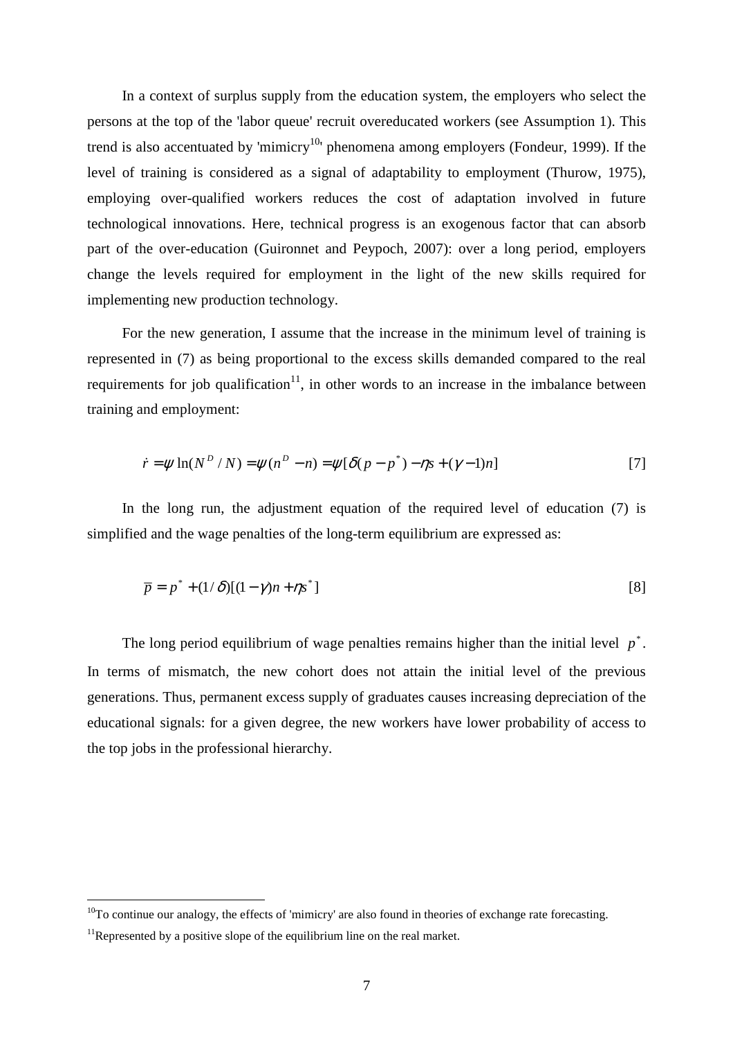In a context of surplus supply from the education system, the employers who select the persons at the top of the 'labor queue' recruit overeducated workers (see Assumption 1). This trend is also accentuated by 'mimicry[10]' phenomena among employers (Fondeur, 1999). If the level of training is considered as a signal of adaptability to employment (Thurow, 1975), employing over-qualified workers reduces the cost of adaptation involved in future technological innovations. Here, technical progress is an exogenous factor that can absorb part of the over-education (Guironnet and Peypoch, 2007): over a long period, employers change the levels required for employment in the light of the new skills required for implementing new production technology.

For the new generation, I assume that the increase in the minimum level of training is represented in (7) as being proportional to the excess skills demanded compared to the real requirements for job qualification[11], in other words to an increase in the imbalance between training and employment:

$$\dot{r} = \psi \ln(N^D / N) = \psi(n^D - n) = \psi[\delta(p - p^*) - \eta s + (\gamma - 1)n] \qquad [7]$$

In the long run, the adjustment equation of the required level of education (7) is simplified and the wage penalties of the long-term equilibrium are expressed as:

$$\overline{p} = p^* + (1/\delta)[(1-\gamma)n + \eta s^*] \qquad [8]$$

The long period equilibrium of wage penalties remains higher than the initial level $p^*$. In terms of mismatch, the new cohort does not attain the initial level of the previous generations. Thus, permanent excess supply of graduates causes increasing depreciation of the educational signals: for a given degree, the new workers have lower probability of access to the top jobs in the professional hierarchy.

[10]To continue our analogy, the effects of 'mimicry' are also found in theories of exchange rate forecasting.

[11]Represented by a positive slope of the equilibrium line on the real market.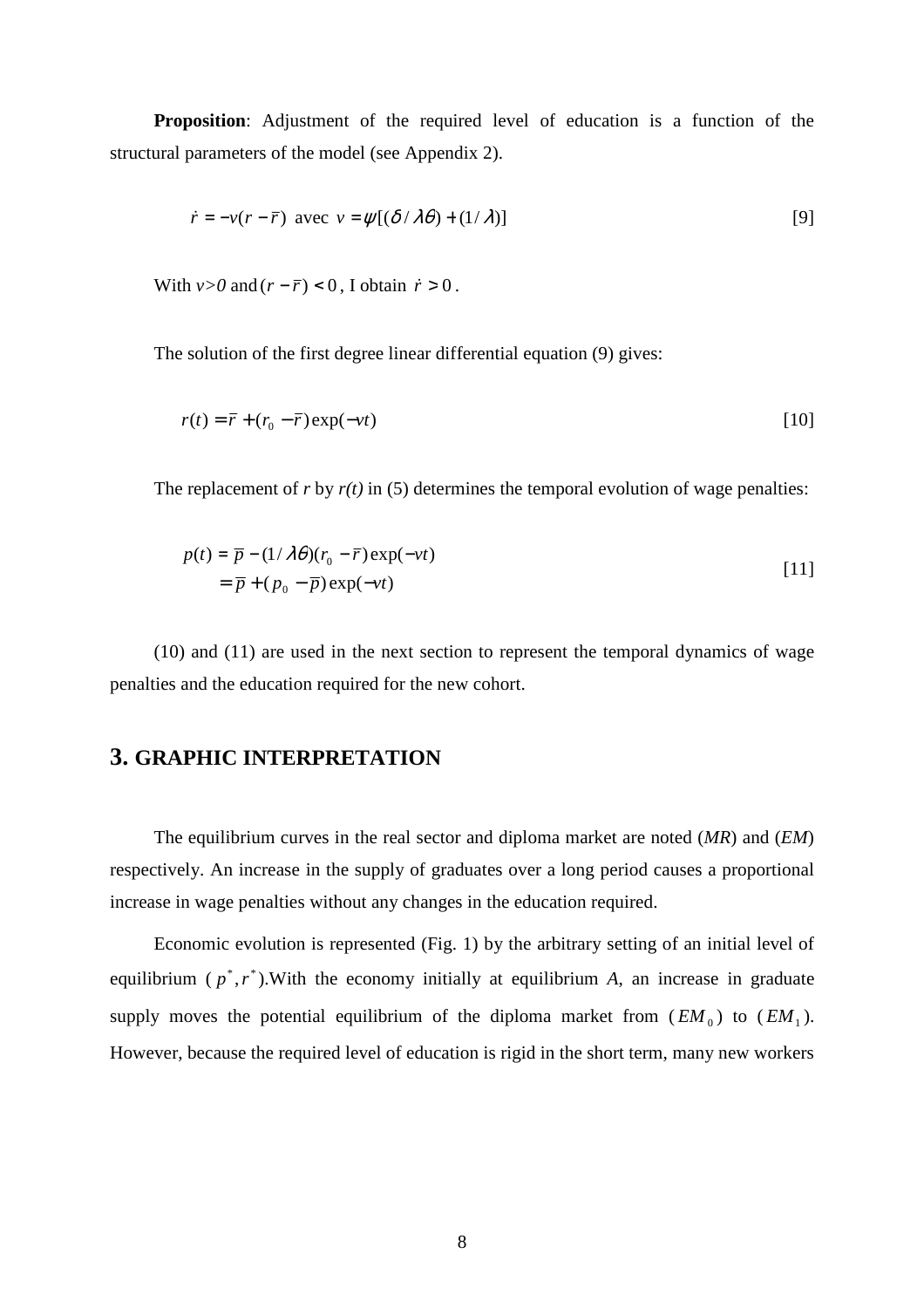**Proposition**: Adjustment of the required level of education is a function of the structural parameters of the model (see Appendix 2).

$$\dot{r} = -v(r - \bar{r}) \text{ avec } v = \psi[(\delta / \lambda\theta) + (1/\lambda)] \quad [9]$$

With $v>0$ and $(r - \bar{r}) < 0$, I obtain $\dot{r} > 0$.

The solution of the first degree linear differential equation (9) gives:

$$r(t) = \bar{r} + (r_0 - \bar{r})\exp(-vt) \quad [10]$$

The replacement of $r$ by $r(t)$ in (5) determines the temporal evolution of wage penalties:

$$\begin{aligned} p(t) &= \bar{p} - (1/\lambda\theta)(r_0 - \bar{r})\exp(-vt) \\ &= \bar{p} + (p_0 - \bar{p})\exp(-vt) \end{aligned} \quad [11]$$

(10) and (11) are used in the next section to represent the temporal dynamics of wage penalties and the education required for the new cohort.

## 3. GRAPHIC INTERPRETATION

The equilibrium curves in the real sector and diploma market are noted (*MR*) and (*EM*) respectively. An increase in the supply of graduates over a long period causes a proportional increase in wage penalties without any changes in the education required.

Economic evolution is represented (Fig. 1) by the arbitrary setting of an initial level of equilibrium ($p^*, r^*$).With the economy initially at equilibrium *A*, an increase in graduate supply moves the potential equilibrium of the diploma market from ($EM_0$) to ($EM_1$). However, because the required level of education is rigid in the short term, many new workers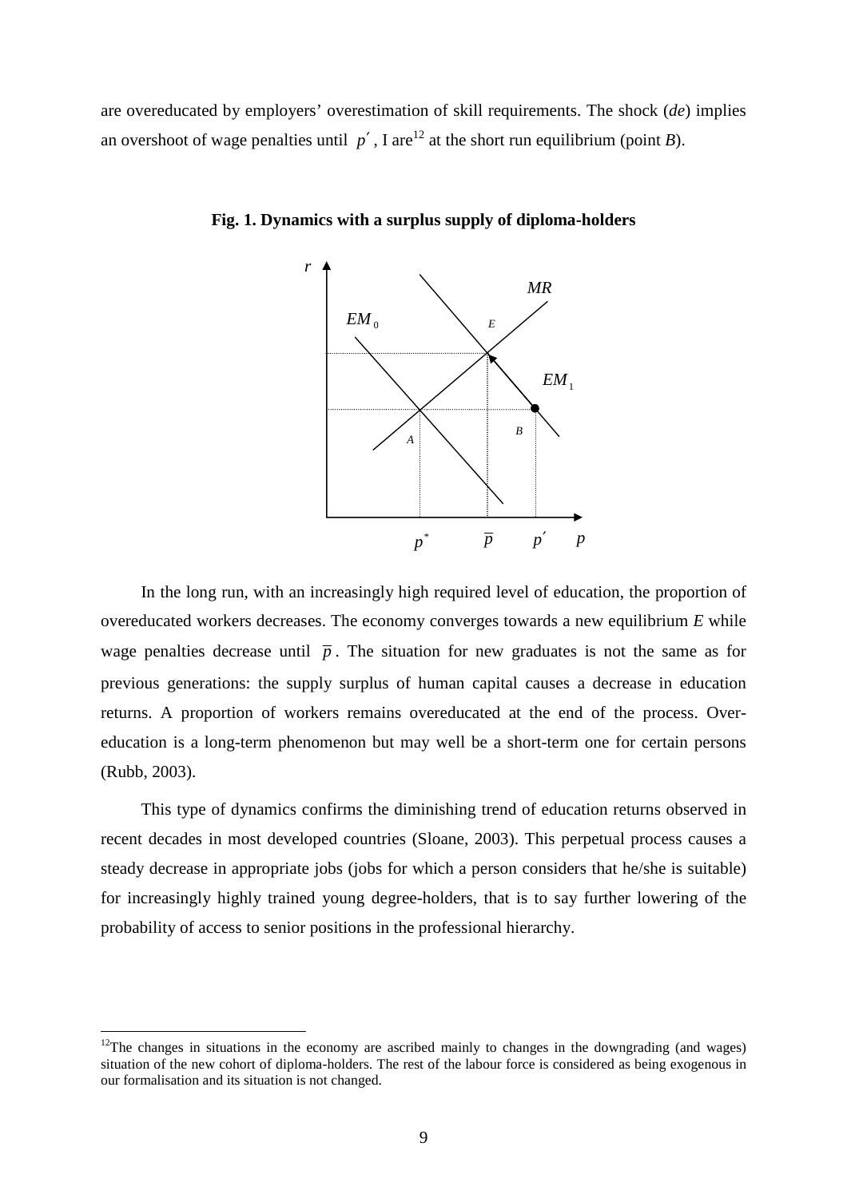are overeducated by employers' overestimation of skill requirements. The shock (*de*) implies an overshoot of wage penalties until $p'$, I are[12] at the short run equilibrium (point *B*).

**Fig. 1. Dynamics with a surplus supply of diploma-holders**

In the long run, with an increasingly high required level of education, the proportion of overeducated workers decreases. The economy converges towards a new equilibrium *E* while wage penalties decrease until $\overline{p}$. The situation for new graduates is not the same as for previous generations: the supply surplus of human capital causes a decrease in education returns. A proportion of workers remains overeducated at the end of the process. Over-education is a long-term phenomenon but may well be a short-term one for certain persons (Rubb, 2003).

This type of dynamics confirms the diminishing trend of education returns observed in recent decades in most developed countries (Sloane, 2003). This perpetual process causes a steady decrease in appropriate jobs (jobs for which a person considers that he/she is suitable) for increasingly highly trained young degree-holders, that is to say further lowering of the probability of access to senior positions in the professional hierarchy.

[12]The changes in situations in the economy are ascribed mainly to changes in the downgrading (and wages) situation of the new cohort of diploma-holders. The rest of the labour force is considered as being exogenous in our formalisation and its situation is not changed.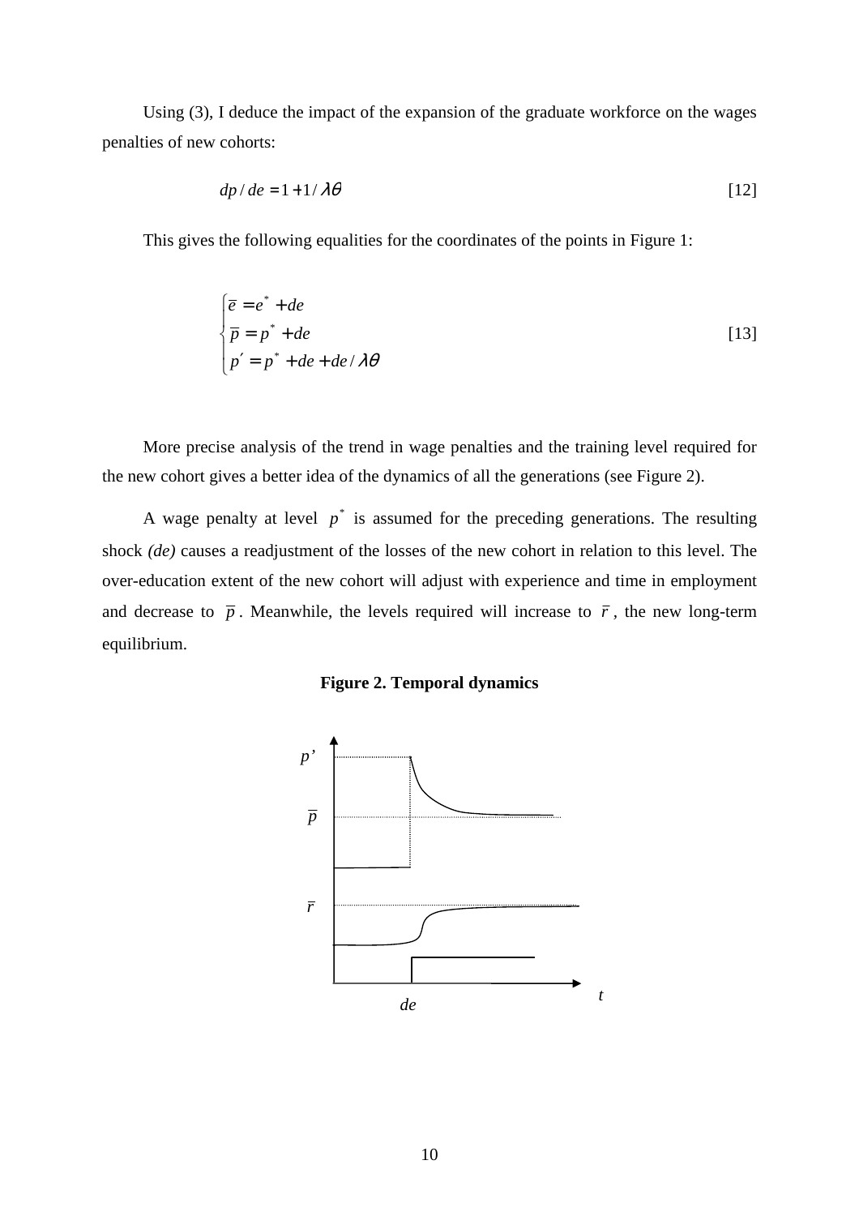Using (3), I deduce the impact of the expansion of the graduate workforce on the wages penalties of new cohorts:

$$dp / de = 1 + 1/\lambda\theta \quad [12]$$

This gives the following equalities for the coordinates of the points in Figure 1:

$$\begin{cases} \overline{e} = e^* + de \\ \overline{p} = p^* + de \\ p' = p^* + de + de/\lambda\theta \end{cases} \quad [13]$$

More precise analysis of the trend in wage penalties and the training level required for the new cohort gives a better idea of the dynamics of all the generations (see Figure 2).

A wage penalty at level $p^*$ is assumed for the preceding generations. The resulting shock *(de)* causes a readjustment of the losses of the new cohort in relation to this level. The over-education extent of the new cohort will adjust with experience and time in employment and decrease to $\overline{p}$. Meanwhile, the levels required will increase to $\overline{r}$, the new long-term equilibrium.

**Figure 2. Temporal dynamics**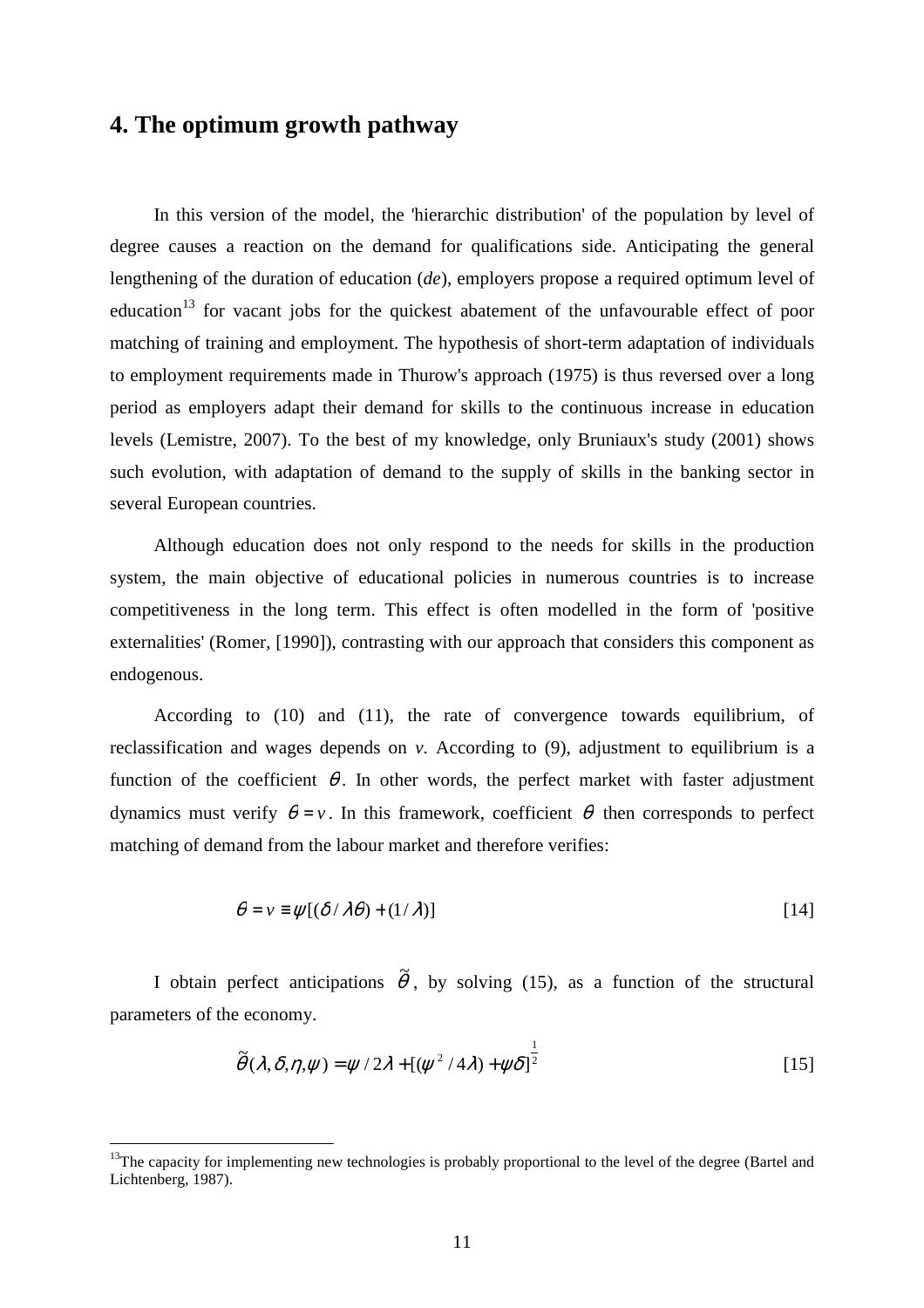## 4. The optimum growth pathway

In this version of the model, the 'hierarchic distribution' of the population by level of degree causes a reaction on the demand for qualifications side. Anticipating the general lengthening of the duration of education (*de*), employers propose a required optimum level of education[13] for vacant jobs for the quickest abatement of the unfavourable effect of poor matching of training and employment. The hypothesis of short-term adaptation of individuals to employment requirements made in Thurow's approach (1975) is thus reversed over a long period as employers adapt their demand for skills to the continuous increase in education levels (Lemistre, 2007). To the best of my knowledge, only Bruniaux's study (2001) shows such evolution, with adaptation of demand to the supply of skills in the banking sector in several European countries.

Although education does not only respond to the needs for skills in the production system, the main objective of educational policies in numerous countries is to increase competitiveness in the long term. This effect is often modelled in the form of 'positive externalities' (Romer, [1990]), contrasting with our approach that considers this component as endogenous.

According to (10) and (11), the rate of convergence towards equilibrium, of reclassification and wages depends on *v*. According to (9), adjustment to equilibrium is a function of the coefficient $\theta$. In other words, the perfect market with faster adjustment dynamics must verify $\theta = v$. In this framework, coefficient $\theta$ then corresponds to perfect matching of demand from the labour market and therefore verifies:

$$\theta = v \equiv \psi[(\delta / \lambda\theta) + (1/\lambda)] \qquad [14]$$

I obtain perfect anticipations $\tilde{\theta}$, by solving (15), as a function of the structural parameters of the economy.

$$\tilde{\theta}(\lambda, \delta, \eta, \psi) = \psi / 2\lambda + [(\psi^2 / 4\lambda) + \psi\delta]^{\frac{1}{2}} \qquad [15]$$

[13]The capacity for implementing new technologies is probably proportional to the level of the degree (Bartel and Lichtenberg, 1987).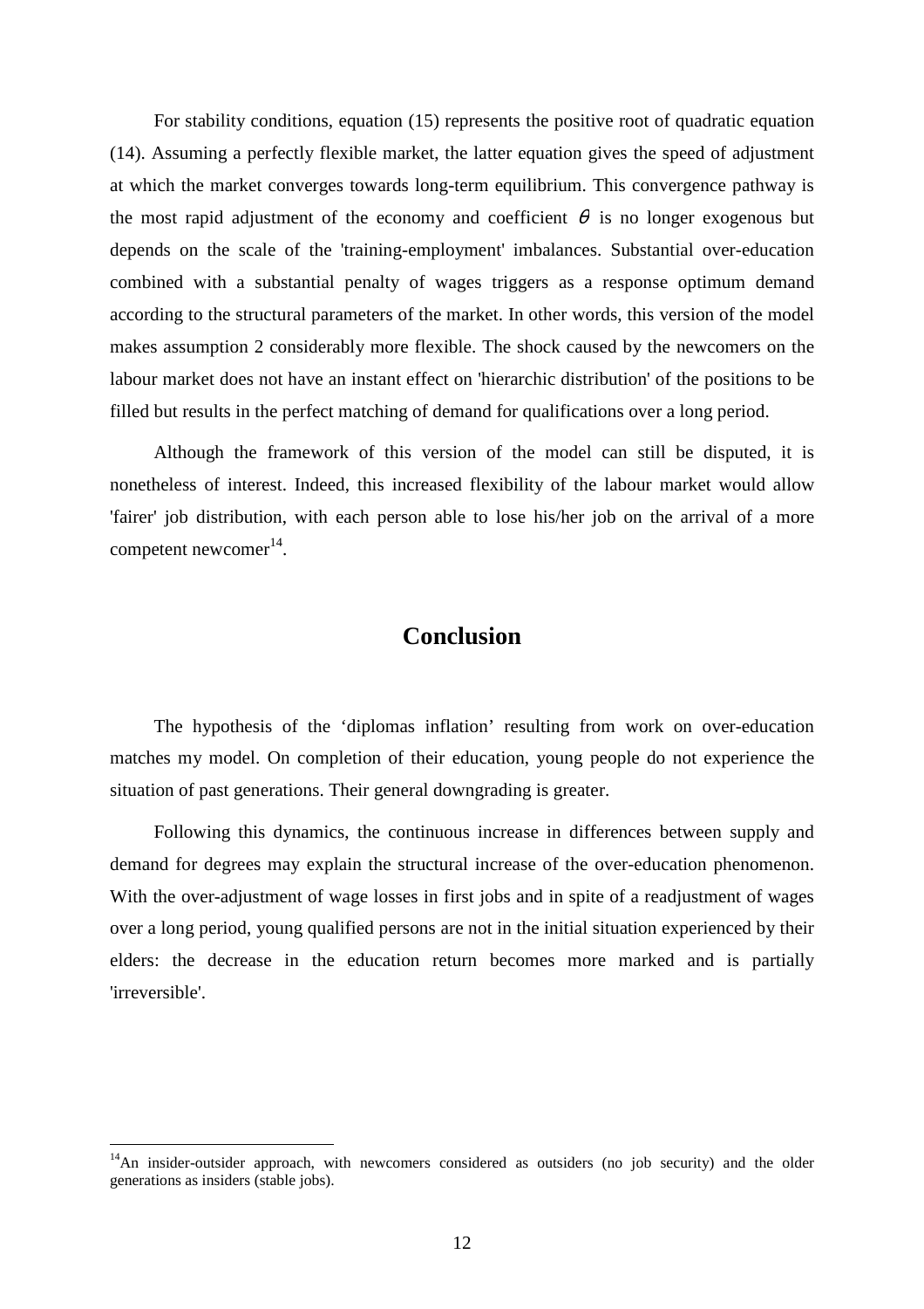For stability conditions, equation (15) represents the positive root of quadratic equation (14). Assuming a perfectly flexible market, the latter equation gives the speed of adjustment at which the market converges towards long-term equilibrium. This convergence pathway is the most rapid adjustment of the economy and coefficient $\theta$ is no longer exogenous but depends on the scale of the 'training-employment' imbalances. Substantial over-education combined with a substantial penalty of wages triggers as a response optimum demand according to the structural parameters of the market. In other words, this version of the model makes assumption 2 considerably more flexible. The shock caused by the newcomers on the labour market does not have an instant effect on 'hierarchic distribution' of the positions to be filled but results in the perfect matching of demand for qualifications over a long period.

Although the framework of this version of the model can still be disputed, it is nonetheless of interest. Indeed, this increased flexibility of the labour market would allow 'fairer' job distribution, with each person able to lose his/her job on the arrival of a more competent newcomer[14].

## Conclusion

The hypothesis of the 'diplomas inflation' resulting from work on over-education matches my model. On completion of their education, young people do not experience the situation of past generations. Their general downgrading is greater.

Following this dynamics, the continuous increase in differences between supply and demand for degrees may explain the structural increase of the over-education phenomenon. With the over-adjustment of wage losses in first jobs and in spite of a readjustment of wages over a long period, young qualified persons are not in the initial situation experienced by their elders: the decrease in the education return becomes more marked and is partially 'irreversible'.

[14] An insider-outsider approach, with newcomers considered as outsiders (no job security) and the older generations as insiders (stable jobs).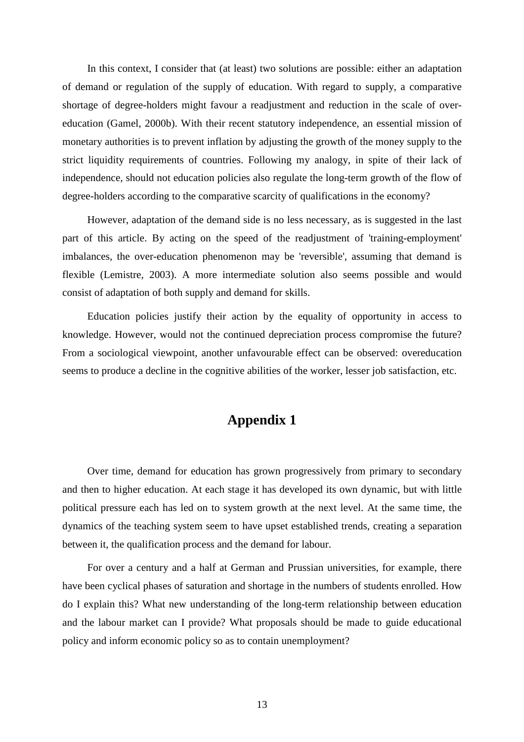In this context, I consider that (at least) two solutions are possible: either an adaptation of demand or regulation of the supply of education. With regard to supply, a comparative shortage of degree-holders might favour a readjustment and reduction in the scale of over-education (Gamel, 2000b). With their recent statutory independence, an essential mission of monetary authorities is to prevent inflation by adjusting the growth of the money supply to the strict liquidity requirements of countries. Following my analogy, in spite of their lack of independence, should not education policies also regulate the long-term growth of the flow of degree-holders according to the comparative scarcity of qualifications in the economy?

However, adaptation of the demand side is no less necessary, as is suggested in the last part of this article. By acting on the speed of the readjustment of 'training-employment' imbalances, the over-education phenomenon may be 'reversible', assuming that demand is flexible (Lemistre, 2003). A more intermediate solution also seems possible and would consist of adaptation of both supply and demand for skills.

Education policies justify their action by the equality of opportunity in access to knowledge. However, would not the continued depreciation process compromise the future? From a sociological viewpoint, another unfavourable effect can be observed: overeducation seems to produce a decline in the cognitive abilities of the worker, lesser job satisfaction, etc.

# Appendix 1

Over time, demand for education has grown progressively from primary to secondary and then to higher education. At each stage it has developed its own dynamic, but with little political pressure each has led on to system growth at the next level. At the same time, the dynamics of the teaching system seem to have upset established trends, creating a separation between it, the qualification process and the demand for labour.

For over a century and a half at German and Prussian universities, for example, there have been cyclical phases of saturation and shortage in the numbers of students enrolled. How do I explain this? What new understanding of the long-term relationship between education and the labour market can I provide? What proposals should be made to guide educational policy and inform economic policy so as to contain unemployment?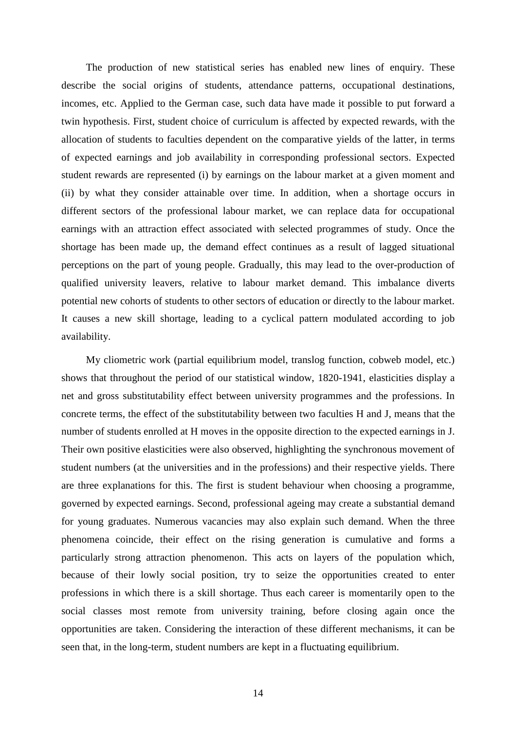The production of new statistical series has enabled new lines of enquiry. These describe the social origins of students, attendance patterns, occupational destinations, incomes, etc. Applied to the German case, such data have made it possible to put forward a twin hypothesis. First, student choice of curriculum is affected by expected rewards, with the allocation of students to faculties dependent on the comparative yields of the latter, in terms of expected earnings and job availability in corresponding professional sectors. Expected student rewards are represented (i) by earnings on the labour market at a given moment and (ii) by what they consider attainable over time. In addition, when a shortage occurs in different sectors of the professional labour market, we can replace data for occupational earnings with an attraction effect associated with selected programmes of study. Once the shortage has been made up, the demand effect continues as a result of lagged situational perceptions on the part of young people. Gradually, this may lead to the over-production of qualified university leavers, relative to labour market demand. This imbalance diverts potential new cohorts of students to other sectors of education or directly to the labour market. It causes a new skill shortage, leading to a cyclical pattern modulated according to job availability.

My cliometric work (partial equilibrium model, translog function, cobweb model, etc.) shows that throughout the period of our statistical window, 1820-1941, elasticities display a net and gross substitutability effect between university programmes and the professions. In concrete terms, the effect of the substitutability between two faculties H and J, means that the number of students enrolled at H moves in the opposite direction to the expected earnings in J. Their own positive elasticities were also observed, highlighting the synchronous movement of student numbers (at the universities and in the professions) and their respective yields. There are three explanations for this. The first is student behaviour when choosing a programme, governed by expected earnings. Second, professional ageing may create a substantial demand for young graduates. Numerous vacancies may also explain such demand. When the three phenomena coincide, their effect on the rising generation is cumulative and forms a particularly strong attraction phenomenon. This acts on layers of the population which, because of their lowly social position, try to seize the opportunities created to enter professions in which there is a skill shortage. Thus each career is momentarily open to the social classes most remote from university training, before closing again once the opportunities are taken. Considering the interaction of these different mechanisms, it can be seen that, in the long-term, student numbers are kept in a fluctuating equilibrium.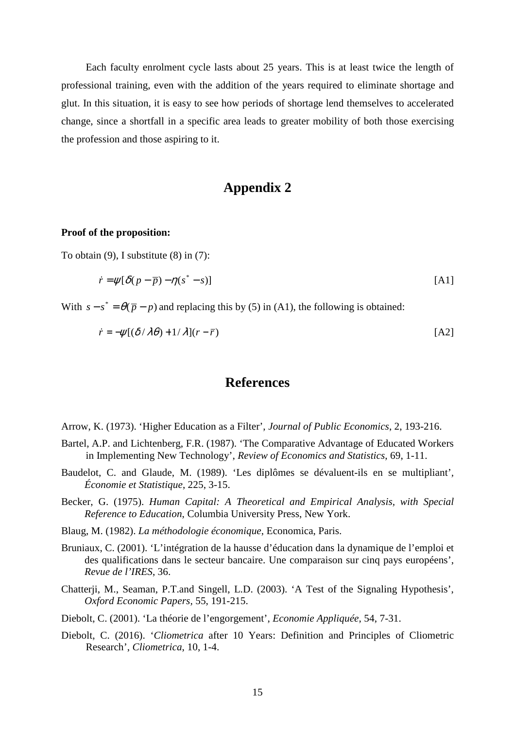Each faculty enrolment cycle lasts about 25 years. This is at least twice the length of professional training, even with the addition of the years required to eliminate shortage and glut. In this situation, it is easy to see how periods of shortage lend themselves to accelerated change, since a shortfall in a specific area leads to greater mobility of both those exercising the profession and those aspiring to it.

## Appendix 2

**Proof of the proposition:**

To obtain (9), I substitute (8) in (7):

$$\dot{r} = \psi[\delta(p - \overline{p}) - \eta(s^* - s)] \qquad \text{[A1]}$$

With $s - s^* = \theta(\overline{p} - p)$ and replacing this by (5) in (A1), the following is obtained:

$$\dot{r} = -\psi[(\delta / \lambda\theta) + 1/\lambda](r - \overline{r}) \qquad \text{[A2]}$$

## References

Arrow, K. (1973). 'Higher Education as a Filter', *Journal of Public Economics*, 2, 193-216.

Bartel, A.P. and Lichtenberg, F.R. (1987). 'The Comparative Advantage of Educated Workers in Implementing New Technology', *Review of Economics and Statistics*, 69, 1-11.

Baudelot, C. and Glaude, M. (1989). 'Les diplômes se dévaluent-ils en se multipliant', *Économie et Statistique*, 225, 3-15.

Becker, G. (1975). *Human Capital: A Theoretical and Empirical Analysis, with Special Reference to Education*, Columbia University Press, New York.

Blaug, M. (1982). *La méthodologie économique*, Economica, Paris.

Bruniaux, C. (2001). 'L'intégration de la hausse d'éducation dans la dynamique de l'emploi et des qualifications dans le secteur bancaire. Une comparaison sur cinq pays européens', *Revue de l'IRES*, 36.

Chatterji, M., Seaman, P.T.and Singell, L.D. (2003). 'A Test of the Signaling Hypothesis', *Oxford Economic Papers*, 55, 191-215.

Diebolt, C. (2001). 'La théorie de l'engorgement', *Economie Appliquée*, 54, 7-31.

Diebolt, C. (2016). '*Cliometrica* after 10 Years: Definition and Principles of Cliometric Research', *Cliometrica*, 10, 1-4.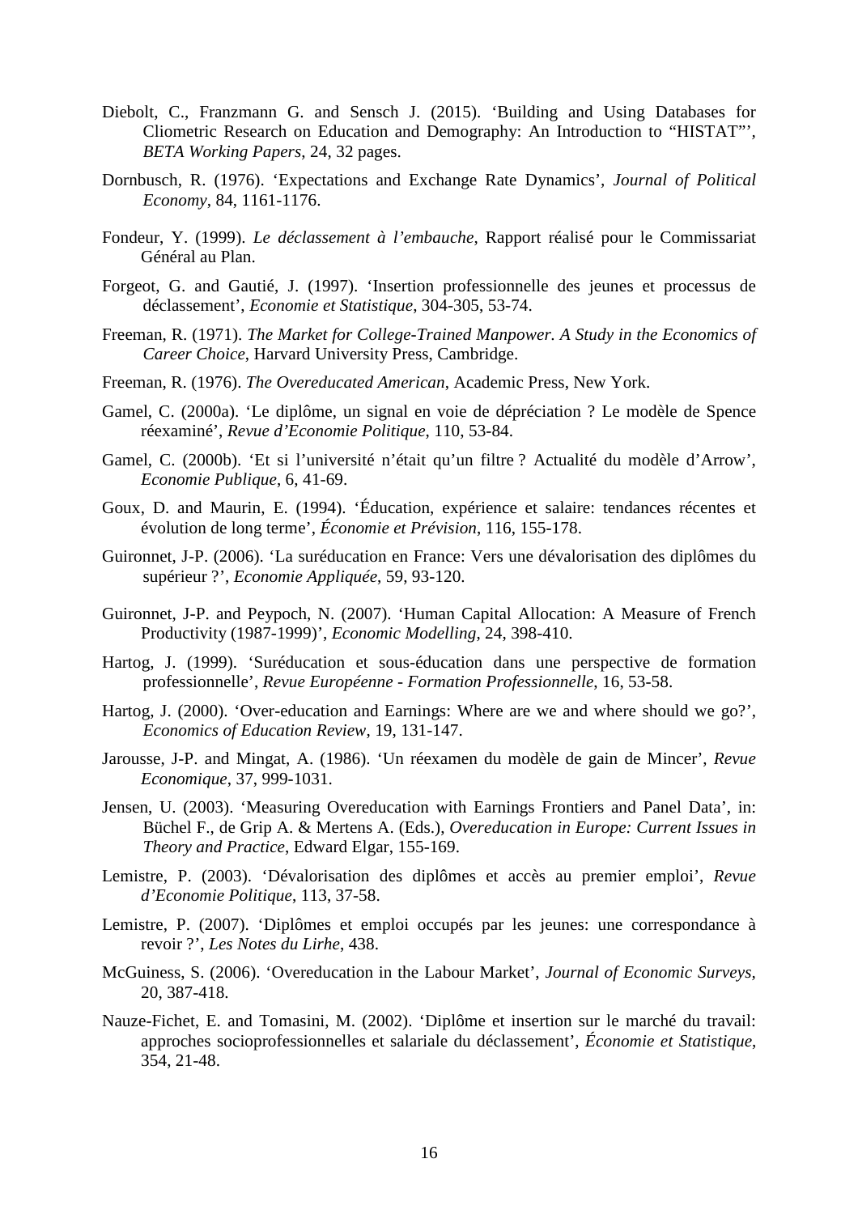Diebolt, C., Franzmann G. and Sensch J. (2015). ‘Building and Using Databases for Cliometric Research on Education and Demography: An Introduction to “HISTAT”’, *BETA Working Papers*, 24, 32 pages.

Dornbusch, R. (1976). ‘Expectations and Exchange Rate Dynamics’, *Journal of Political Economy*, 84, 1161-1176.

Fondeur, Y. (1999). *Le déclassement à l’embauche*, Rapport réalisé pour le Commissariat Général au Plan.

Forgeot, G. and Gautié, J. (1997). ‘Insertion professionnelle des jeunes et processus de déclassement’, *Economie et Statistique*, 304-305, 53-74.

Freeman, R. (1971). *The Market for College-Trained Manpower. A Study in the Economics of Career Choice*, Harvard University Press, Cambridge.

Freeman, R. (1976). *The Overeducated American*, Academic Press, New York.

Gamel, C. (2000a). ‘Le diplôme, un signal en voie de dépréciation ? Le modèle de Spence réexaminé’, *Revue d’Economie Politique*, 110, 53-84.

Gamel, C. (2000b). ‘Et si l’université n’était qu’un filtre ? Actualité du modèle d’Arrow’, *Economie Publique*, 6, 41-69.

Goux, D. and Maurin, E. (1994). ‘Éducation, expérience et salaire: tendances récentes et évolution de long terme’, *Économie et Prévision*, 116, 155-178.

Guironnet, J-P. (2006). ‘La suréducation en France: Vers une dévalorisation des diplômes du supérieur ?’, *Economie Appliquée*, 59, 93-120.

Guironnet, J-P. and Peypoch, N. (2007). ‘Human Capital Allocation: A Measure of French Productivity (1987-1999)’, *Economic Modelling*, 24, 398-410.

Hartog, J. (1999). ‘Suréducation et sous-éducation dans une perspective de formation professionnelle’, *Revue Européenne - Formation Professionnelle*, 16, 53-58.

Hartog, J. (2000). ‘Over-education and Earnings: Where are we and where should we go?’, *Economics of Education Review*, 19, 131-147.

Jarousse, J-P. and Mingat, A. (1986). ‘Un réexamen du modèle de gain de Mincer’, *Revue Economique*, 37, 999-1031.

Jensen, U. (2003). ‘Measuring Overeducation with Earnings Frontiers and Panel Data’, in: Büchel F., de Grip A. & Mertens A. (Eds.), *Overeducation in Europe: Current Issues in Theory and Practice*, Edward Elgar, 155-169.

Lemistre, P. (2003). ‘Dévalorisation des diplômes et accès au premier emploi’, *Revue d’Economie Politique*, 113, 37-58.

Lemistre, P. (2007). ‘Diplômes et emploi occupés par les jeunes: une correspondance à revoir ?’, *Les Notes du Lirhe*, 438.

McGuiness, S. (2006). ‘Overeducation in the Labour Market’, *Journal of Economic Surveys*, 20, 387-418.

Nauze-Fichet, E. and Tomasini, M. (2002). ‘Diplôme et insertion sur le marché du travail: approches socioprofessionnelles et salariale du déclassement’, *Économie et Statistique*, 354, 21-48.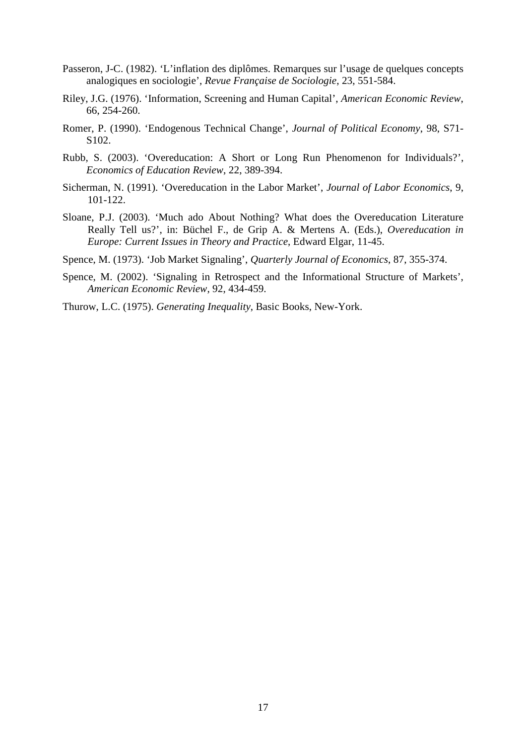Passeron, J-C. (1982). 'L'inflation des diplômes. Remarques sur l'usage de quelques concepts analogiques en sociologie', *Revue Française de Sociologie*, 23, 551-584.

Riley, J.G. (1976). 'Information, Screening and Human Capital', *American Economic Review*, 66, 254-260.

Romer, P. (1990). 'Endogenous Technical Change', *Journal of Political Economy*, 98, S71-S102.

Rubb, S. (2003). 'Overeducation: A Short or Long Run Phenomenon for Individuals?', *Economics of Education Review*, 22, 389-394.

Sicherman, N. (1991). 'Overeducation in the Labor Market', *Journal of Labor Economics*, 9, 101-122.

Sloane, P.J. (2003). 'Much ado About Nothing? What does the Overeducation Literature Really Tell us?', in: Büchel F., de Grip A. & Mertens A. (Eds.), *Overeducation in Europe: Current Issues in Theory and Practice*, Edward Elgar, 11-45.

Spence, M. (1973). 'Job Market Signaling', *Quarterly Journal of Economics*, 87, 355-374.

Spence, M. (2002). 'Signaling in Retrospect and the Informational Structure of Markets', *American Economic Review*, 92, 434-459.

Thurow, L.C. (1975). *Generating Inequality*, Basic Books, New-York.